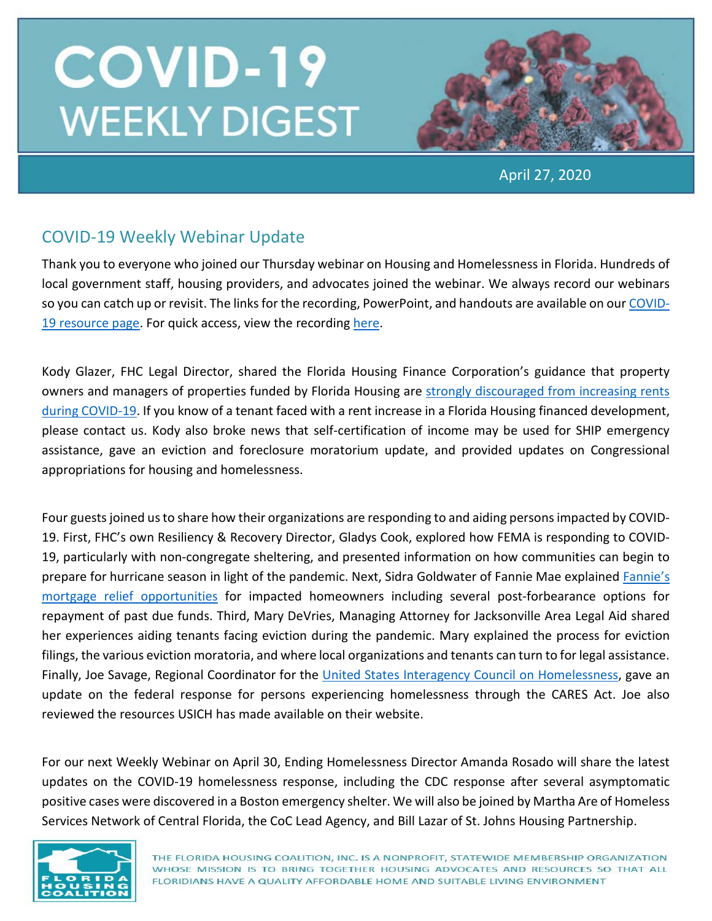# COVID-19 WEEKLY DIGEST

April 27, 2020

## COVID-19 Weekly Webinar Update

Thank you to everyone who joined our Thursday webinar on Housing and Homelessness in Florida. Hundreds of local government staff, housing providers, and advocates joined the webinar. We always record our webinars so you can catch up or revisit. The links for the recording, PowerPoint, and handouts are available on our COVID-19 resource page. For quick access, view the recording here.

Kody Glazer, FHC Legal Director, shared the Florida Housing Finance Corporation's guidance that property owners and managers of properties funded by Florida Housing are strongly discouraged from increasing rents during COVID-19. If you know of a tenant faced with a rent increase in a Florida Housing financed development, please contact us. Kody also broke news that self-certification of income may be used for SHIP emergency assistance, gave an eviction and foreclosure moratorium update, and provided updates on Congressional appropriations for housing and homelessness.

Four guests joined us to share how their organizations are responding to and aiding persons impacted by COVID-19. First, FHC's own Resiliency & Recovery Director, Gladys Cook, explored how FEMA is responding to COVID-19, particularly with non-congregate sheltering, and presented information on how communities can begin to prepare for hurricane season in light of the pandemic. Next, Sidra Goldwater of Fannie Mae explained Fannie's mortgage relief opportunities for impacted homeowners including several post-forbearance options for repayment of past due funds. Third, Mary DeVries, Managing Attorney for Jacksonville Area Legal Aid shared her experiences aiding tenants facing eviction during the pandemic. Mary explained the process for eviction filings, the various eviction moratoria, and where local organizations and tenants can turn to for legal assistance. Finally, Joe Savage, Regional Coordinator for the United States Interagency Council on Homelessness, gave an update on the federal response for persons experiencing homelessness through the CARES Act. Joe also reviewed the resources USICH has made available on their website.

For our next Weekly Webinar on April 30, Ending Homelessness Director Amanda Rosado will share the latest updates on the COVID-19 homelessness response, including the CDC response after several asymptomatic positive cases were discovered in a Boston emergency shelter. We will also be joined by Martha Are of Homeless Services Network of Central Florida, the CoC Lead Agency, and Bill Lazar of St. Johns Housing Partnership.

THE FLORIDA HOUSING COALITION, INC. IS A NONPROFIT, STATEWIDE MEMBERSHIP ORGANIZATION WHOSE MISSION IS TO BRING TOGETHER HOUSING ADVOCATES AND RESOURCES SO THAT ALL FLORIDIANS HAVE A QUALITY AFFORDABLE HOME AND SUITABLE LIVING ENVIRONMENT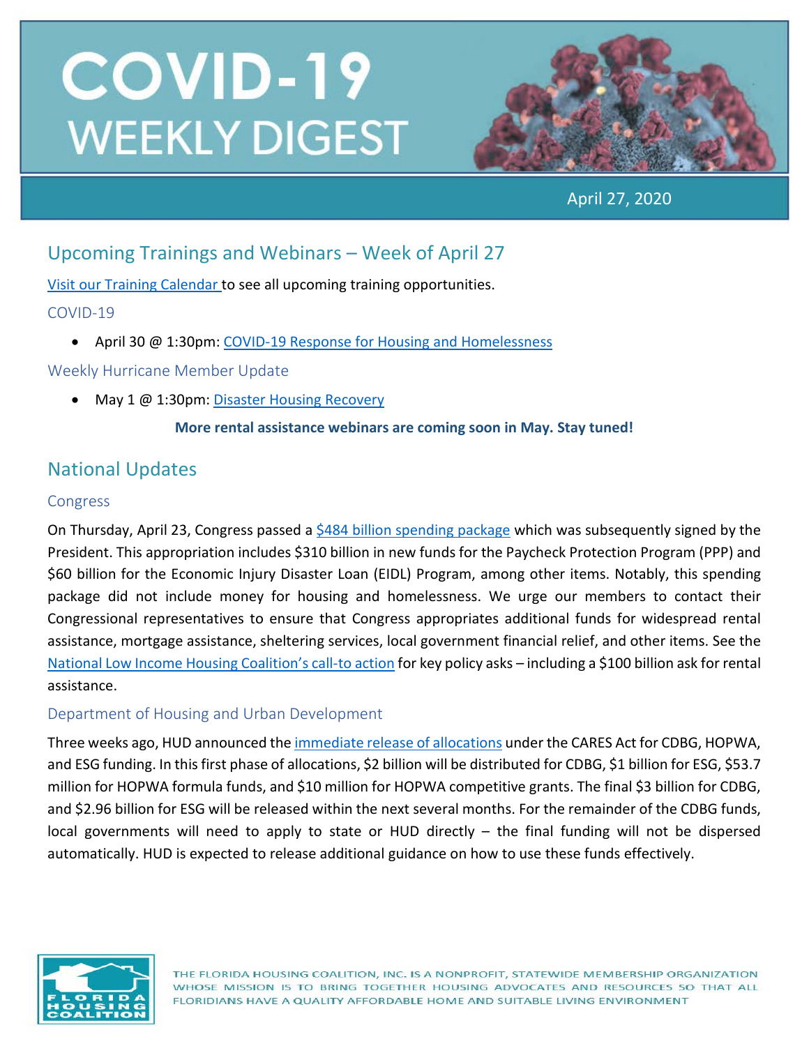# COVID-19 WEEKLY DIGEST

April 27, 2020

## Upcoming Trainings and Webinars – Week of April 27

Visit our Training Calendar to see all upcoming training opportunities.

### COVID-19

- April 30 @ 1:30pm: COVID-19 Response for Housing and Homelessness

### Weekly Hurricane Member Update

- May 1 @ 1:30pm: Disaster Housing Recovery

**More rental assistance webinars are coming soon in May. Stay tuned!**

## National Updates

### Congress

On Thursday, April 23, Congress passed a $484 billion spending package which was subsequently signed by the President. This appropriation includes $310 billion in new funds for the Paycheck Protection Program (PPP) and $60 billion for the Economic Injury Disaster Loan (EIDL) Program, among other items. Notably, this spending package did not include money for housing and homelessness. We urge our members to contact their Congressional representatives to ensure that Congress appropriates additional funds for widespread rental assistance, mortgage assistance, sheltering services, local government financial relief, and other items. See the National Low Income Housing Coalition's call-to action for key policy asks – including a $100 billion ask for rental assistance.

### Department of Housing and Urban Development

Three weeks ago, HUD announced the immediate release of allocations under the CARES Act for CDBG, HOPWA, and ESG funding. In this first phase of allocations, $2 billion will be distributed for CDBG, $1 billion for ESG, $53.7 million for HOPWA formula funds, and $10 million for HOPWA competitive grants. The final $3 billion for CDBG, and $2.96 billion for ESG will be released within the next several months. For the remainder of the CDBG funds, local governments will need to apply to state or HUD directly – the final funding will not be dispersed automatically. HUD is expected to release additional guidance on how to use these funds effectively.

THE FLORIDA HOUSING COALITION, INC. IS A NONPROFIT, STATEWIDE MEMBERSHIP ORGANIZATION WHOSE MISSION IS TO BRING TOGETHER HOUSING ADVOCATES AND RESOURCES SO THAT ALL FLORIDIANS HAVE A QUALITY AFFORDABLE HOME AND SUITABLE LIVING ENVIRONMENT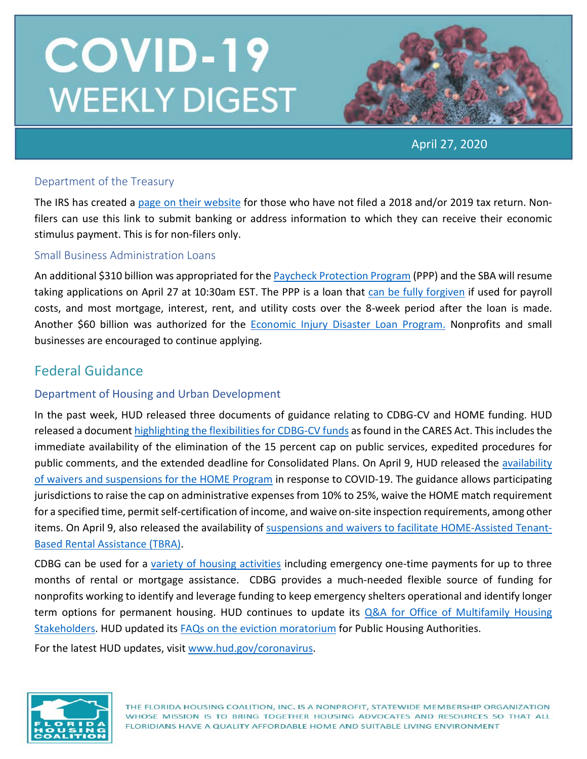# COVID-19 WEEKLY DIGEST

April 27, 2020

### Department of the Treasury

The IRS has created a page on their website for those who have not filed a 2018 and/or 2019 tax return. Non-filers can use this link to submit banking or address information to which they can receive their economic stimulus payment. This is for non-filers only.

### Small Business Administration Loans

An additional $310 billion was appropriated for the Paycheck Protection Program (PPP) and the SBA will resume taking applications on April 27 at 10:30am EST. The PPP is a loan that can be fully forgiven if used for payroll costs, and most mortgage, interest, rent, and utility costs over the 8-week period after the loan is made. Another $60 billion was authorized for the Economic Injury Disaster Loan Program. Nonprofits and small businesses are encouraged to continue applying.

## Federal Guidance

### Department of Housing and Urban Development

In the past week, HUD released three documents of guidance relating to CDBG-CV and HOME funding. HUD released a document highlighting the flexibilities for CDBG-CV funds as found in the CARES Act. This includes the immediate availability of the elimination of the 15 percent cap on public services, expedited procedures for public comments, and the extended deadline for Consolidated Plans. On April 9, HUD released the availability of waivers and suspensions for the HOME Program in response to COVID-19. The guidance allows participating jurisdictions to raise the cap on administrative expenses from 10% to 25%, waive the HOME match requirement for a specified time, permit self-certification of income, and waive on-site inspection requirements, among other items. On April 9, also released the availability of suspensions and waivers to facilitate HOME-Assisted Tenant-Based Rental Assistance (TBRA).

CDBG can be used for a variety of housing activities including emergency one-time payments for up to three months of rental or mortgage assistance. CDBG provides a much-needed flexible source of funding for nonprofits working to identify and leverage funding to keep emergency shelters operational and identify longer term options for permanent housing. HUD continues to update its Q&A for Office of Multifamily Housing Stakeholders. HUD updated its FAQs on the eviction moratorium for Public Housing Authorities.

For the latest HUD updates, visit www.hud.gov/coronavirus.

THE FLORIDA HOUSING COALITION, INC. IS A NONPROFIT, STATEWIDE MEMBERSHIP ORGANIZATION WHOSE MISSION IS TO BRING TOGETHER HOUSING ADVOCATES AND RESOURCES SO THAT ALL FLORIDIANS HAVE A QUALITY AFFORDABLE HOME AND SUITABLE LIVING ENVIRONMENT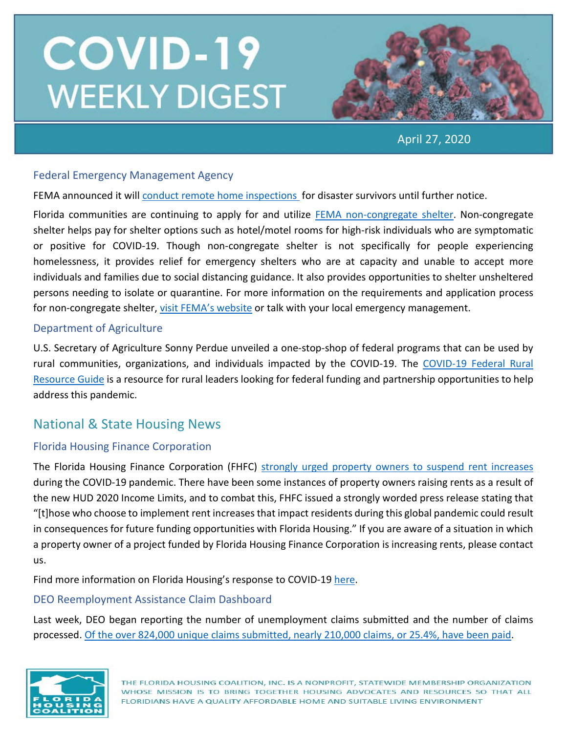# COVID-19 WEEKLY DIGEST

April 27, 2020

### Federal Emergency Management Agency

FEMA announced it will conduct remote home inspections for disaster survivors until further notice.

Florida communities are continuing to apply for and utilize FEMA non-congregate shelter. Non-congregate shelter helps pay for shelter options such as hotel/motel rooms for high-risk individuals who are symptomatic or positive for COVID-19. Though non-congregate shelter is not specifically for people experiencing homelessness, it provides relief for emergency shelters who are at capacity and unable to accept more individuals and families due to social distancing guidance. It also provides opportunities to shelter unsheltered persons needing to isolate or quarantine. For more information on the requirements and application process for non-congregate shelter, visit FEMA's website or talk with your local emergency management.

### Department of Agriculture

U.S. Secretary of Agriculture Sonny Perdue unveiled a one-stop-shop of federal programs that can be used by rural communities, organizations, and individuals impacted by the COVID-19. The COVID-19 Federal Rural Resource Guide is a resource for rural leaders looking for federal funding and partnership opportunities to help address this pandemic.

## National & State Housing News

### Florida Housing Finance Corporation

The Florida Housing Finance Corporation (FHFC) strongly urged property owners to suspend rent increases during the COVID-19 pandemic. There have been some instances of property owners raising rents as a result of the new HUD 2020 Income Limits, and to combat this, FHFC issued a strongly worded press release stating that "[t]hose who choose to implement rent increases that impact residents during this global pandemic could result in consequences for future funding opportunities with Florida Housing." If you are aware of a situation in which a property owner of a project funded by Florida Housing Finance Corporation is increasing rents, please contact us.

Find more information on Florida Housing's response to COVID-19 here.

### DEO Reemployment Assistance Claim Dashboard

Last week, DEO began reporting the number of unemployment claims submitted and the number of claims processed. Of the over 824,000 unique claims submitted, nearly 210,000 claims, or 25.4%, have been paid.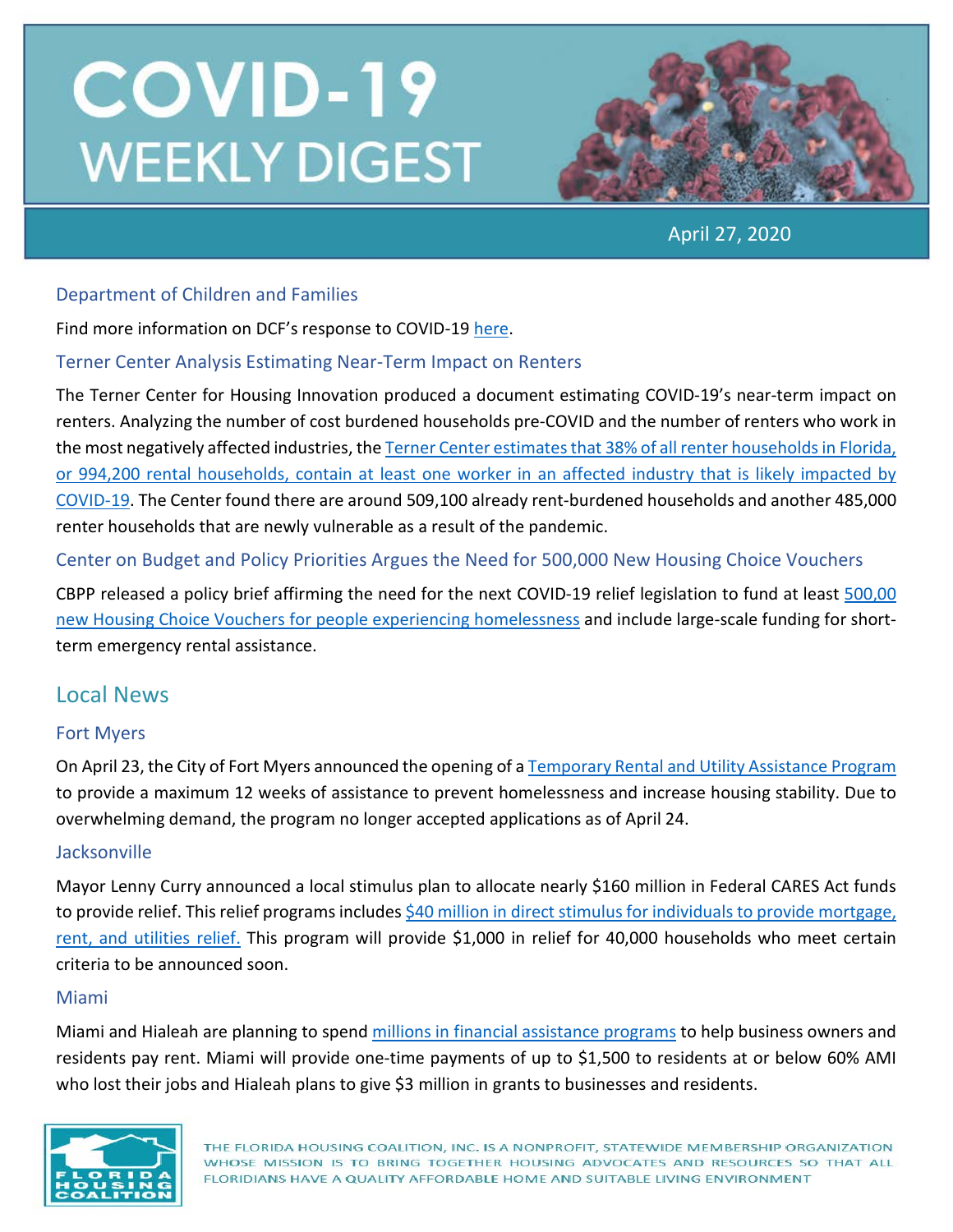# COVID-19 WEEKLY DIGEST

April 27, 2020

### Department of Children and Families

Find more information on DCF's response to COVID-19 here.

### Terner Center Analysis Estimating Near-Term Impact on Renters

The Terner Center for Housing Innovation produced a document estimating COVID-19's near-term impact on renters. Analyzing the number of cost burdened households pre-COVID and the number of renters who work in the most negatively affected industries, the Terner Center estimates that 38% of all renter households in Florida, or 994,200 rental households, contain at least one worker in an affected industry that is likely impacted by COVID-19. The Center found there are around 509,100 already rent-burdened households and another 485,000 renter households that are newly vulnerable as a result of the pandemic.

### Center on Budget and Policy Priorities Argues the Need for 500,000 New Housing Choice Vouchers

CBPP released a policy brief affirming the need for the next COVID-19 relief legislation to fund at least 500,00 new Housing Choice Vouchers for people experiencing homelessness and include large-scale funding for short-term emergency rental assistance.

## Local News

### Fort Myers

On April 23, the City of Fort Myers announced the opening of a Temporary Rental and Utility Assistance Program to provide a maximum 12 weeks of assistance to prevent homelessness and increase housing stability. Due to overwhelming demand, the program no longer accepted applications as of April 24.

### Jacksonville

Mayor Lenny Curry announced a local stimulus plan to allocate nearly $160 million in Federal CARES Act funds to provide relief. This relief programs includes $40 million in direct stimulus for individuals to provide mortgage, rent, and utilities relief. This program will provide $1,000 in relief for 40,000 households who meet certain criteria to be announced soon.

### Miami

Miami and Hialeah are planning to spend millions in financial assistance programs to help business owners and residents pay rent. Miami will provide one-time payments of up to $1,500 to residents at or below 60% AMI who lost their jobs and Hialeah plans to give $3 million in grants to businesses and residents.

THE FLORIDA HOUSING COALITION, INC. IS A NONPROFIT, STATEWIDE MEMBERSHIP ORGANIZATION WHOSE MISSION IS TO BRING TOGETHER HOUSING ADVOCATES AND RESOURCES SO THAT ALL FLORIDIANS HAVE A QUALITY AFFORDABLE HOME AND SUITABLE LIVING ENVIRONMENT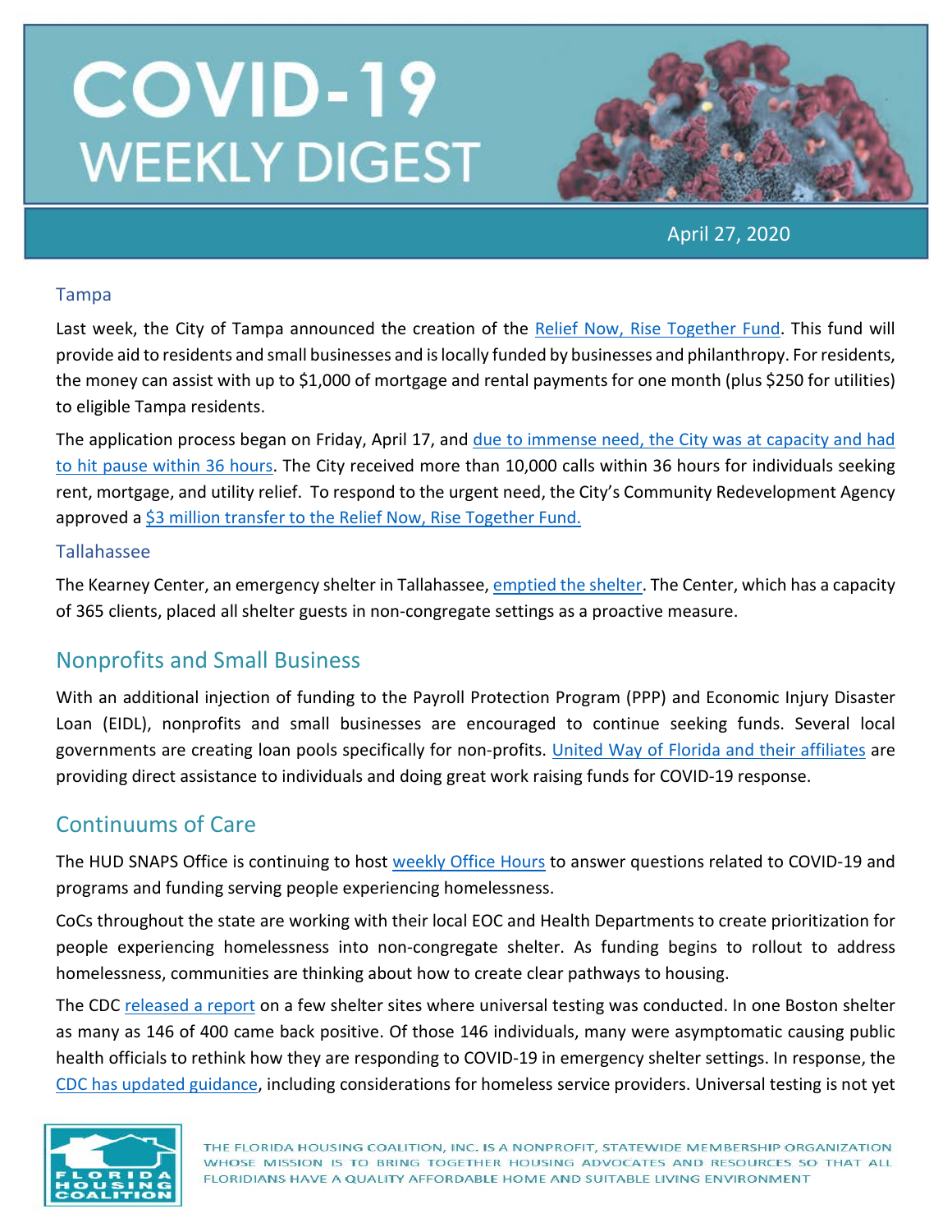# COVID-19 WEEKLY DIGEST

April 27, 2020

### Tampa

Last week, the City of Tampa announced the creation of the Relief Now, Rise Together Fund. This fund will provide aid to residents and small businesses and is locally funded by businesses and philanthropy. For residents, the money can assist with up to $1,000 of mortgage and rental payments for one month (plus $250 for utilities) to eligible Tampa residents.

The application process began on Friday, April 17, and due to immense need, the City was at capacity and had to hit pause within 36 hours. The City received more than 10,000 calls within 36 hours for individuals seeking rent, mortgage, and utility relief. To respond to the urgent need, the City's Community Redevelopment Agency approved a $3 million transfer to the Relief Now, Rise Together Fund.

### Tallahassee

The Kearney Center, an emergency shelter in Tallahassee, emptied the shelter. The Center, which has a capacity of 365 clients, placed all shelter guests in non-congregate settings as a proactive measure.

## Nonprofits and Small Business

With an additional injection of funding to the Payroll Protection Program (PPP) and Economic Injury Disaster Loan (EIDL), nonprofits and small businesses are encouraged to continue seeking funds. Several local governments are creating loan pools specifically for non-profits. United Way of Florida and their affiliates are providing direct assistance to individuals and doing great work raising funds for COVID-19 response.

## Continuums of Care

The HUD SNAPS Office is continuing to host weekly Office Hours to answer questions related to COVID-19 and programs and funding serving people experiencing homelessness.

CoCs throughout the state are working with their local EOC and Health Departments to create prioritization for people experiencing homelessness into non-congregate shelter. As funding begins to rollout to address homelessness, communities are thinking about how to create clear pathways to housing.

The CDC released a report on a few shelter sites where universal testing was conducted. In one Boston shelter as many as 146 of 400 came back positive. Of those 146 individuals, many were asymptomatic causing public health officials to rethink how they are responding to COVID-19 in emergency shelter settings. In response, the CDC has updated guidance, including considerations for homeless service providers. Universal testing is not yet

THE FLORIDA HOUSING COALITION, INC. IS A NONPROFIT, STATEWIDE MEMBERSHIP ORGANIZATION WHOSE MISSION IS TO BRING TOGETHER HOUSING ADVOCATES AND RESOURCES SO THAT ALL FLORIDIANS HAVE A QUALITY AFFORDABLE HOME AND SUITABLE LIVING ENVIRONMENT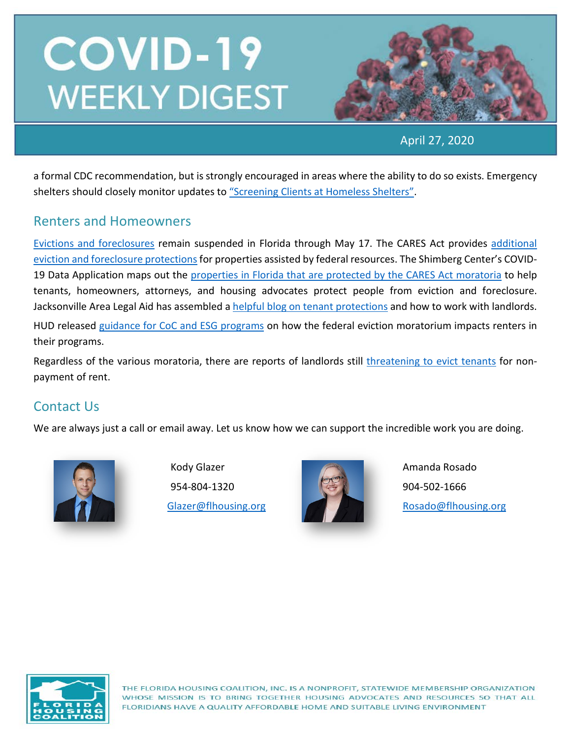a formal CDC recommendation, but is strongly encouraged in areas where the ability to do so exists. Emergency shelters should closely monitor updates to "Screening Clients at Homeless Shelters".

## Renters and Homeowners

Evictions and foreclosures remain suspended in Florida through May 17. The CARES Act provides additional eviction and foreclosure protections for properties assisted by federal resources. The Shimberg Center's COVID-19 Data Application maps out the properties in Florida that are protected by the CARES Act moratoria to help tenants, homeowners, attorneys, and housing advocates protect people from eviction and foreclosure. Jacksonville Area Legal Aid has assembled a helpful blog on tenant protections and how to work with landlords.

HUD released guidance for CoC and ESG programs on how the federal eviction moratorium impacts renters in their programs.

Regardless of the various moratoria, there are reports of landlords still threatening to evict tenants for non-payment of rent.

## Contact Us

We are always just a call or email away. Let us know how we can support the incredible work you are doing.

Kody Glazer
954-804-1320
Glazer@flhousing.org

Amanda Rosado
904-502-1666
Rosado@flhousing.org

THE FLORIDA HOUSING COALITION, INC. IS A NONPROFIT, STATEWIDE MEMBERSHIP ORGANIZATION WHOSE MISSION IS TO BRING TOGETHER HOUSING ADVOCATES AND RESOURCES SO THAT ALL FLORIDIANS HAVE A QUALITY AFFORDABLE HOME AND SUITABLE LIVING ENVIRONMENT